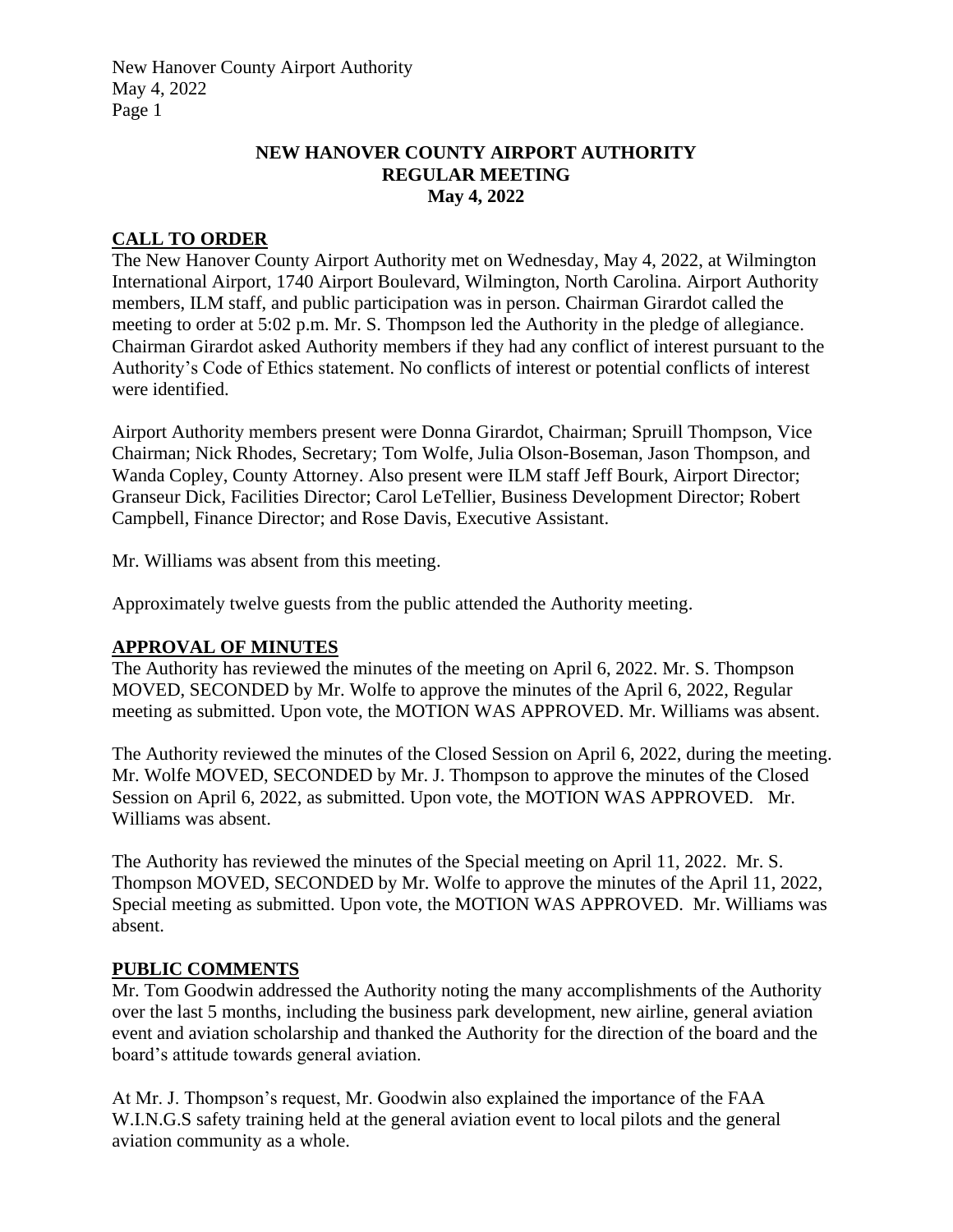# NEW HANOVER COUNTY AIRPORT AUTHORITY
## REGULAR MEETING
## May 4, 2022

### CALL TO ORDER

The New Hanover County Airport Authority met on Wednesday, May 4, 2022, at Wilmington International Airport, 1740 Airport Boulevard, Wilmington, North Carolina. Airport Authority members, ILM staff, and public participation was in person. Chairman Girardot called the meeting to order at 5:02 p.m. Mr. S. Thompson led the Authority in the pledge of allegiance. Chairman Girardot asked Authority members if they had any conflict of interest pursuant to the Authority's Code of Ethics statement. No conflicts of interest or potential conflicts of interest were identified.

Airport Authority members present were Donna Girardot, Chairman; Spruill Thompson, Vice Chairman; Nick Rhodes, Secretary; Tom Wolfe, Julia Olson-Boseman, Jason Thompson, and Wanda Copley, County Attorney. Also present were ILM staff Jeff Bourk, Airport Director; Granseur Dick, Facilities Director; Carol LeTellier, Business Development Director; Robert Campbell, Finance Director; and Rose Davis, Executive Assistant.

Mr. Williams was absent from this meeting.

Approximately twelve guests from the public attended the Authority meeting.

### APPROVAL OF MINUTES

The Authority has reviewed the minutes of the meeting on April 6, 2022. Mr. S. Thompson MOVED, SECONDED by Mr. Wolfe to approve the minutes of the April 6, 2022, Regular meeting as submitted. Upon vote, the MOTION WAS APPROVED. Mr. Williams was absent.

The Authority reviewed the minutes of the Closed Session on April 6, 2022, during the meeting. Mr. Wolfe MOVED, SECONDED by Mr. J. Thompson to approve the minutes of the Closed Session on April 6, 2022, as submitted. Upon vote, the MOTION WAS APPROVED. Mr. Williams was absent.

The Authority has reviewed the minutes of the Special meeting on April 11, 2022. Mr. S. Thompson MOVED, SECONDED by Mr. Wolfe to approve the minutes of the April 11, 2022, Special meeting as submitted. Upon vote, the MOTION WAS APPROVED. Mr. Williams was absent.

### PUBLIC COMMENTS

Mr. Tom Goodwin addressed the Authority noting the many accomplishments of the Authority over the last 5 months, including the business park development, new airline, general aviation event and aviation scholarship and thanked the Authority for the direction of the board and the board's attitude towards general aviation.

At Mr. J. Thompson's request, Mr. Goodwin also explained the importance of the FAA W.I.N.G.S safety training held at the general aviation event to local pilots and the general aviation community as a whole.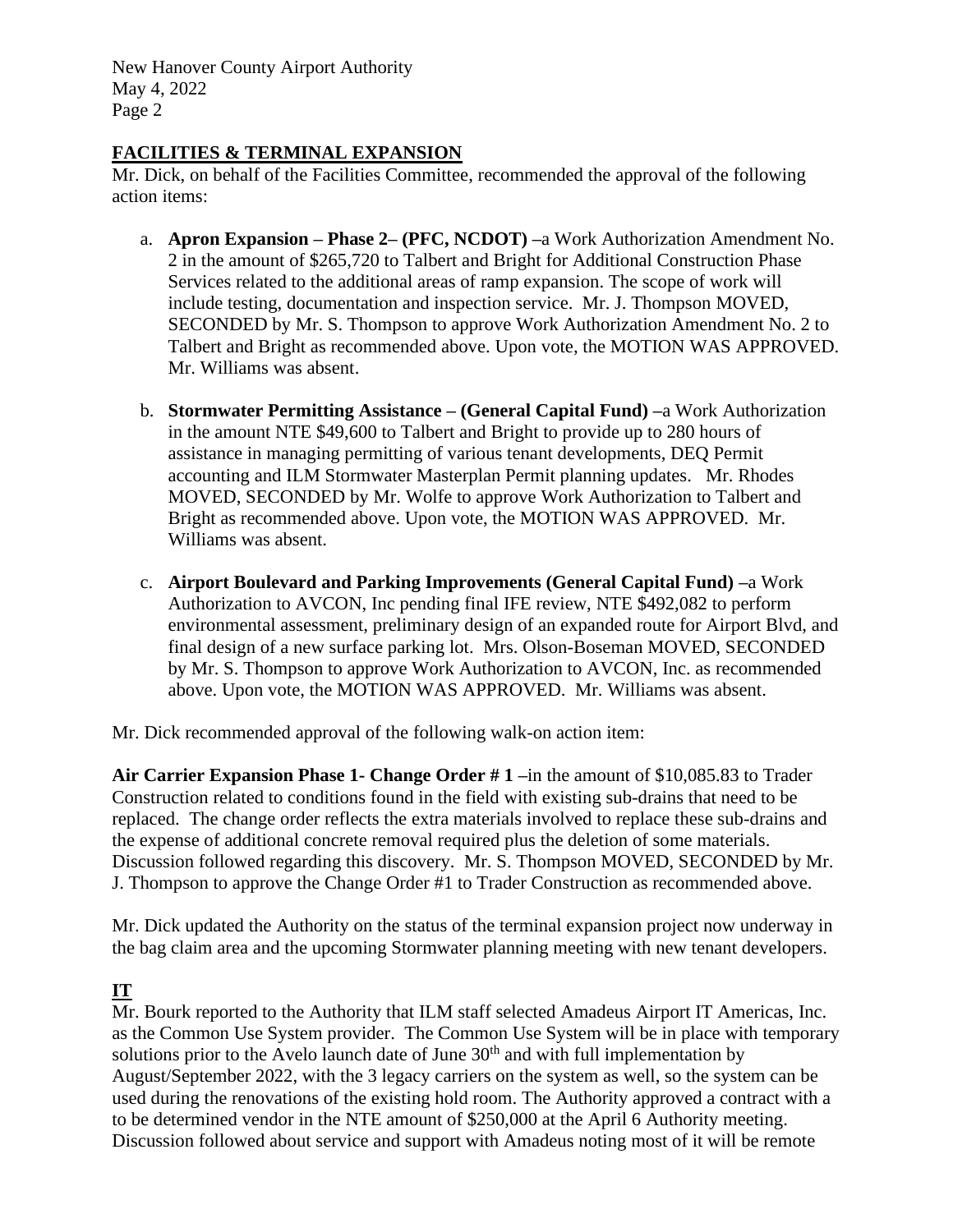## FACILITIES & TERMINAL EXPANSION

Mr. Dick, on behalf of the Facilities Committee, recommended the approval of the following action items:

a. **Apron Expansion – Phase 2– (PFC, NCDOT) –**a Work Authorization Amendment No. 2 in the amount of $265,720 to Talbert and Bright for Additional Construction Phase Services related to the additional areas of ramp expansion. The scope of work will include testing, documentation and inspection service. Mr. J. Thompson MOVED, SECONDED by Mr. S. Thompson to approve Work Authorization Amendment No. 2 to Talbert and Bright as recommended above. Upon vote, the MOTION WAS APPROVED. Mr. Williams was absent.

b. **Stormwater Permitting Assistance – (General Capital Fund) –**a Work Authorization in the amount NTE $49,600 to Talbert and Bright to provide up to 280 hours of assistance in managing permitting of various tenant developments, DEQ Permit accounting and ILM Stormwater Masterplan Permit planning updates. Mr. Rhodes MOVED, SECONDED by Mr. Wolfe to approve Work Authorization to Talbert and Bright as recommended above. Upon vote, the MOTION WAS APPROVED. Mr. Williams was absent.

c. **Airport Boulevard and Parking Improvements (General Capital Fund) –**a Work Authorization to AVCON, Inc pending final IFE review, NTE $492,082 to perform environmental assessment, preliminary design of an expanded route for Airport Blvd, and final design of a new surface parking lot. Mrs. Olson-Boseman MOVED, SECONDED by Mr. S. Thompson to approve Work Authorization to AVCON, Inc. as recommended above. Upon vote, the MOTION WAS APPROVED. Mr. Williams was absent.

Mr. Dick recommended approval of the following walk-on action item:

**Air Carrier Expansion Phase 1- Change Order # 1 –**in the amount of $10,085.83 to Trader Construction related to conditions found in the field with existing sub-drains that need to be replaced. The change order reflects the extra materials involved to replace these sub-drains and the expense of additional concrete removal required plus the deletion of some materials. Discussion followed regarding this discovery. Mr. S. Thompson MOVED, SECONDED by Mr. J. Thompson to approve the Change Order #1 to Trader Construction as recommended above.

Mr. Dick updated the Authority on the status of the terminal expansion project now underway in the bag claim area and the upcoming Stormwater planning meeting with new tenant developers.

## IT

Mr. Bourk reported to the Authority that ILM staff selected Amadeus Airport IT Americas, Inc. as the Common Use System provider. The Common Use System will be in place with temporary solutions prior to the Avelo launch date of June 30th and with full implementation by August/September 2022, with the 3 legacy carriers on the system as well, so the system can be used during the renovations of the existing hold room. The Authority approved a contract with a to be determined vendor in the NTE amount of $250,000 at the April 6 Authority meeting. Discussion followed about service and support with Amadeus noting most of it will be remote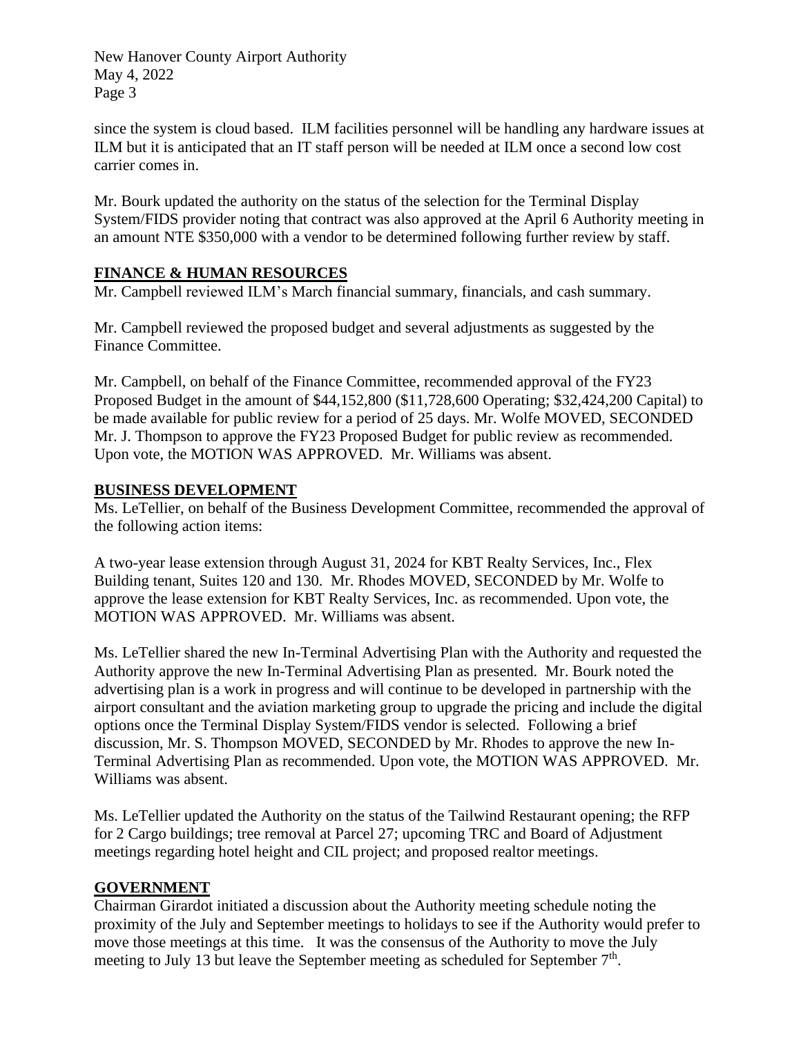since the system is cloud based. ILM facilities personnel will be handling any hardware issues at ILM but it is anticipated that an IT staff person will be needed at ILM once a second low cost carrier comes in.

Mr. Bourk updated the authority on the status of the selection for the Terminal Display System/FIDS provider noting that contract was also approved at the April 6 Authority meeting in an amount NTE $350,000 with a vendor to be determined following further review by staff.

## FINANCE & HUMAN RESOURCES

Mr. Campbell reviewed ILM's March financial summary, financials, and cash summary.

Mr. Campbell reviewed the proposed budget and several adjustments as suggested by the Finance Committee.

Mr. Campbell, on behalf of the Finance Committee, recommended approval of the FY23 Proposed Budget in the amount of $44,152,800 ($11,728,600 Operating; $32,424,200 Capital) to be made available for public review for a period of 25 days. Mr. Wolfe MOVED, SECONDED Mr. J. Thompson to approve the FY23 Proposed Budget for public review as recommended. Upon vote, the MOTION WAS APPROVED. Mr. Williams was absent.

## BUSINESS DEVELOPMENT

Ms. LeTellier, on behalf of the Business Development Committee, recommended the approval of the following action items:

A two-year lease extension through August 31, 2024 for KBT Realty Services, Inc., Flex Building tenant, Suites 120 and 130. Mr. Rhodes MOVED, SECONDED by Mr. Wolfe to approve the lease extension for KBT Realty Services, Inc. as recommended. Upon vote, the MOTION WAS APPROVED. Mr. Williams was absent.

Ms. LeTellier shared the new In-Terminal Advertising Plan with the Authority and requested the Authority approve the new In-Terminal Advertising Plan as presented. Mr. Bourk noted the advertising plan is a work in progress and will continue to be developed in partnership with the airport consultant and the aviation marketing group to upgrade the pricing and include the digital options once the Terminal Display System/FIDS vendor is selected. Following a brief discussion, Mr. S. Thompson MOVED, SECONDED by Mr. Rhodes to approve the new In-Terminal Advertising Plan as recommended. Upon vote, the MOTION WAS APPROVED. Mr. Williams was absent.

Ms. LeTellier updated the Authority on the status of the Tailwind Restaurant opening; the RFP for 2 Cargo buildings; tree removal at Parcel 27; upcoming TRC and Board of Adjustment meetings regarding hotel height and CIL project; and proposed realtor meetings.

## GOVERNMENT

Chairman Girardot initiated a discussion about the Authority meeting schedule noting the proximity of the July and September meetings to holidays to see if the Authority would prefer to move those meetings at this time. It was the consensus of the Authority to move the July meeting to July 13 but leave the September meeting as scheduled for September 7th.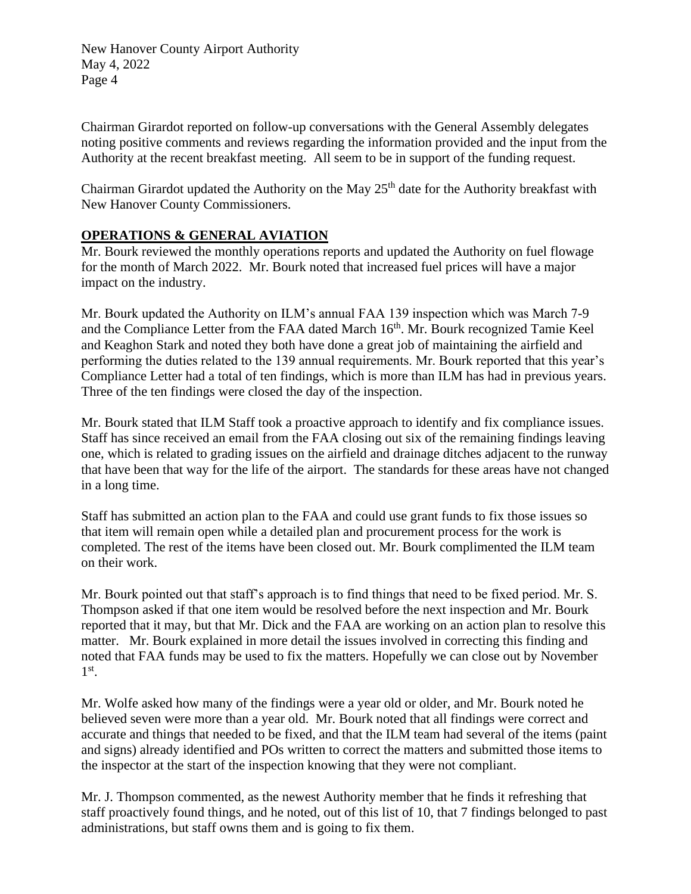Chairman Girardot reported on follow-up conversations with the General Assembly delegates noting positive comments and reviews regarding the information provided and the input from the Authority at the recent breakfast meeting. All seem to be in support of the funding request.

Chairman Girardot updated the Authority on the May 25th date for the Authority breakfast with New Hanover County Commissioners.

**OPERATIONS & GENERAL AVIATION**

Mr. Bourk reviewed the monthly operations reports and updated the Authority on fuel flowage for the month of March 2022. Mr. Bourk noted that increased fuel prices will have a major impact on the industry.

Mr. Bourk updated the Authority on ILM's annual FAA 139 inspection which was March 7-9 and the Compliance Letter from the FAA dated March 16th. Mr. Bourk recognized Tamie Keel and Keaghon Stark and noted they both have done a great job of maintaining the airfield and performing the duties related to the 139 annual requirements. Mr. Bourk reported that this year's Compliance Letter had a total of ten findings, which is more than ILM has had in previous years. Three of the ten findings were closed the day of the inspection.

Mr. Bourk stated that ILM Staff took a proactive approach to identify and fix compliance issues. Staff has since received an email from the FAA closing out six of the remaining findings leaving one, which is related to grading issues on the airfield and drainage ditches adjacent to the runway that have been that way for the life of the airport. The standards for these areas have not changed in a long time.

Staff has submitted an action plan to the FAA and could use grant funds to fix those issues so that item will remain open while a detailed plan and procurement process for the work is completed. The rest of the items have been closed out. Mr. Bourk complimented the ILM team on their work.

Mr. Bourk pointed out that staff's approach is to find things that need to be fixed period. Mr. S. Thompson asked if that one item would be resolved before the next inspection and Mr. Bourk reported that it may, but that Mr. Dick and the FAA are working on an action plan to resolve this matter. Mr. Bourk explained in more detail the issues involved in correcting this finding and noted that FAA funds may be used to fix the matters. Hopefully we can close out by November 1st.

Mr. Wolfe asked how many of the findings were a year old or older, and Mr. Bourk noted he believed seven were more than a year old. Mr. Bourk noted that all findings were correct and accurate and things that needed to be fixed, and that the ILM team had several of the items (paint and signs) already identified and POs written to correct the matters and submitted those items to the inspector at the start of the inspection knowing that they were not compliant.

Mr. J. Thompson commented, as the newest Authority member that he finds it refreshing that staff proactively found things, and he noted, out of this list of 10, that 7 findings belonged to past administrations, but staff owns them and is going to fix them.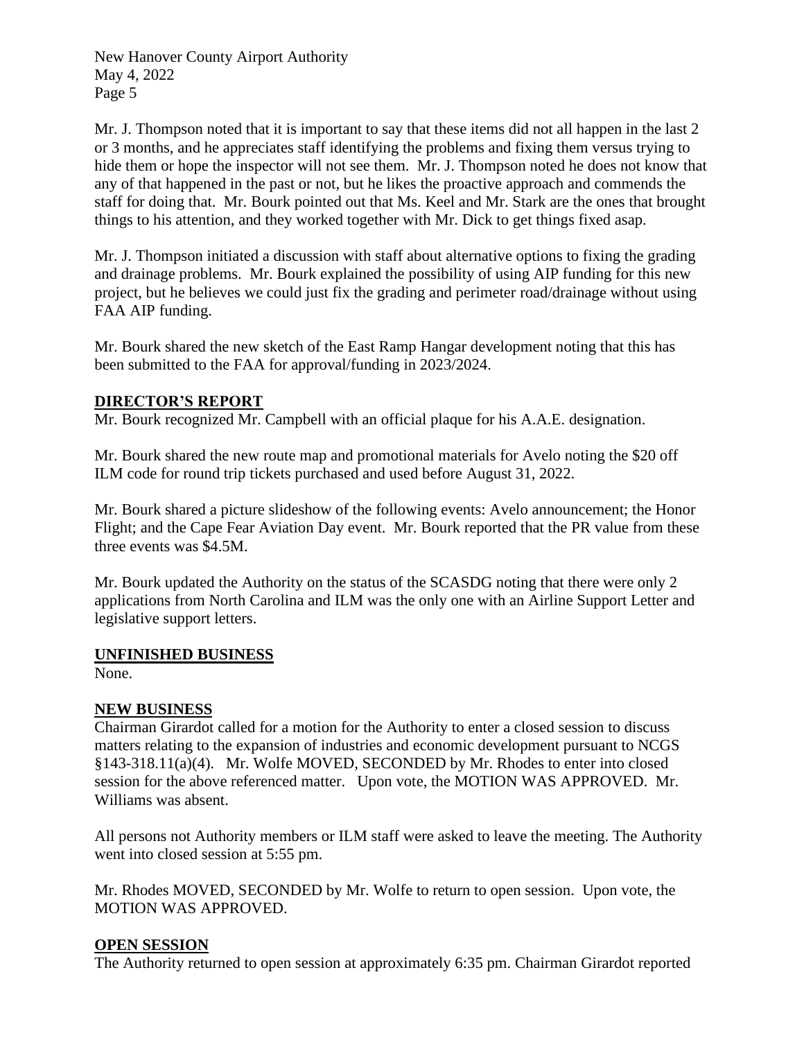Mr. J. Thompson noted that it is important to say that these items did not all happen in the last 2 or 3 months, and he appreciates staff identifying the problems and fixing them versus trying to hide them or hope the inspector will not see them. Mr. J. Thompson noted he does not know that any of that happened in the past or not, but he likes the proactive approach and commends the staff for doing that. Mr. Bourk pointed out that Ms. Keel and Mr. Stark are the ones that brought things to his attention, and they worked together with Mr. Dick to get things fixed asap.

Mr. J. Thompson initiated a discussion with staff about alternative options to fixing the grading and drainage problems. Mr. Bourk explained the possibility of using AIP funding for this new project, but he believes we could just fix the grading and perimeter road/drainage without using FAA AIP funding.

Mr. Bourk shared the new sketch of the East Ramp Hangar development noting that this has been submitted to the FAA for approval/funding in 2023/2024.

## DIRECTOR'S REPORT

Mr. Bourk recognized Mr. Campbell with an official plaque for his A.A.E. designation.

Mr. Bourk shared the new route map and promotional materials for Avelo noting the $20 off ILM code for round trip tickets purchased and used before August 31, 2022.

Mr. Bourk shared a picture slideshow of the following events: Avelo announcement; the Honor Flight; and the Cape Fear Aviation Day event. Mr. Bourk reported that the PR value from these three events was $4.5M.

Mr. Bourk updated the Authority on the status of the SCASDG noting that there were only 2 applications from North Carolina and ILM was the only one with an Airline Support Letter and legislative support letters.

## UNFINISHED BUSINESS

None.

## NEW BUSINESS

Chairman Girardot called for a motion for the Authority to enter a closed session to discuss matters relating to the expansion of industries and economic development pursuant to NCGS §143-318.11(a)(4). Mr. Wolfe MOVED, SECONDED by Mr. Rhodes to enter into closed session for the above referenced matter. Upon vote, the MOTION WAS APPROVED. Mr. Williams was absent.

All persons not Authority members or ILM staff were asked to leave the meeting. The Authority went into closed session at 5:55 pm.

Mr. Rhodes MOVED, SECONDED by Mr. Wolfe to return to open session. Upon vote, the MOTION WAS APPROVED.

## OPEN SESSION

The Authority returned to open session at approximately 6:35 pm. Chairman Girardot reported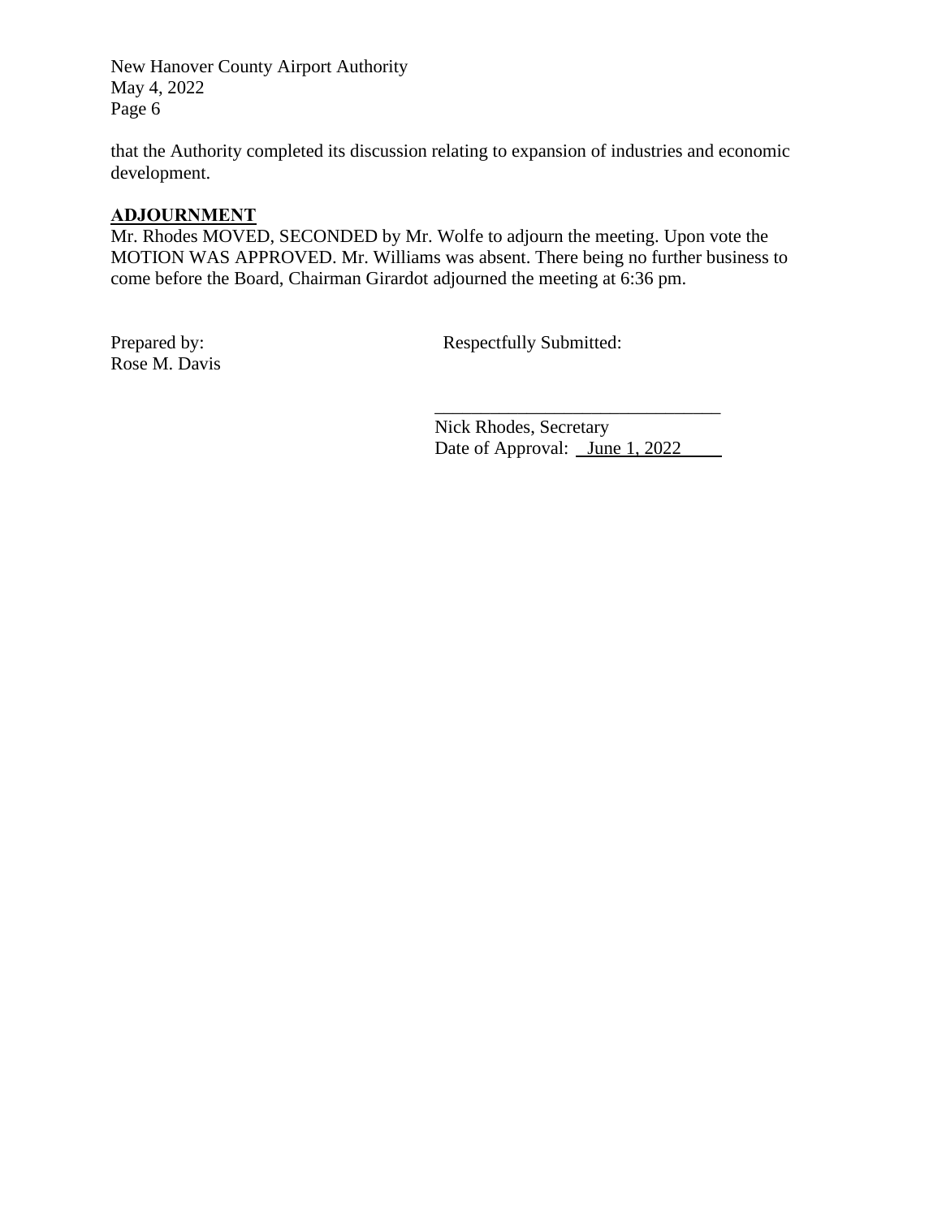that the Authority completed its discussion relating to expansion of industries and economic development.

## ADJOURNMENT

Mr. Rhodes MOVED, SECONDED by Mr. Wolfe to adjourn the meeting. Upon vote the MOTION WAS APPROVED. Mr. Williams was absent. There being no further business to come before the Board, Chairman Girardot adjourned the meeting at 6:36 pm.

Prepared by:
Rose M. Davis

Respectfully Submitted:

\_\_\_\_\_\_\_\_\_\_\_\_\_\_\_\_\_\_\_\_\_\_\_\_\_\_\_\_\_\_\_\_

Nick Rhodes, Secretary
Date of Approval: June 1, 2022